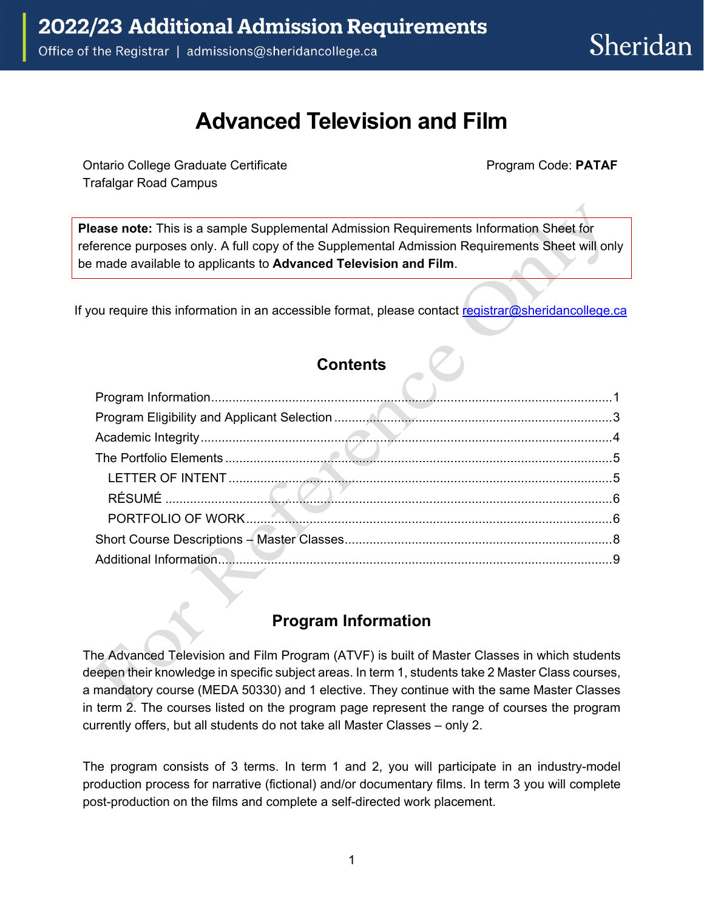# 2022/23 Additional Admission Requirements

Office of the Registrar | admissions@sheridancollege.ca

Sheridan

# Advanced Television and Film

Ontario College Graduate Certificate
Trafalgar Road Campus

Program Code: **PATAF**

**Please note:** This is a sample Supplemental Admission Requirements Information Sheet for reference purposes only. A full copy of the Supplemental Admission Requirements Sheet will only be made available to applicants to **Advanced Television and Film**.

If you require this information in an accessible format, please contact registrar@sheridancollege.ca

## Contents

- Program Information ..... 1
- Program Eligibility and Applicant Selection ..... 3
- Academic Integrity ..... 4
- The Portfolio Elements ..... 5
  - LETTER OF INTENT ..... 5
  - RÉSUMÉ ..... 6
  - PORTFOLIO OF WORK ..... 6
- Short Course Descriptions – Master Classes ..... 8
- Additional Information ..... 9

## Program Information

The Advanced Television and Film Program (ATVF) is built of Master Classes in which students deepen their knowledge in specific subject areas. In term 1, students take 2 Master Class courses, a mandatory course (MEDA 50330) and 1 elective. They continue with the same Master Classes in term 2. The courses listed on the program page represent the range of courses the program currently offers, but all students do not take all Master Classes – only 2.

The program consists of 3 terms. In term 1 and 2, you will participate in an industry-model production process for narrative (fictional) and/or documentary films. In term 3 you will complete post-production on the films and complete a self-directed work placement.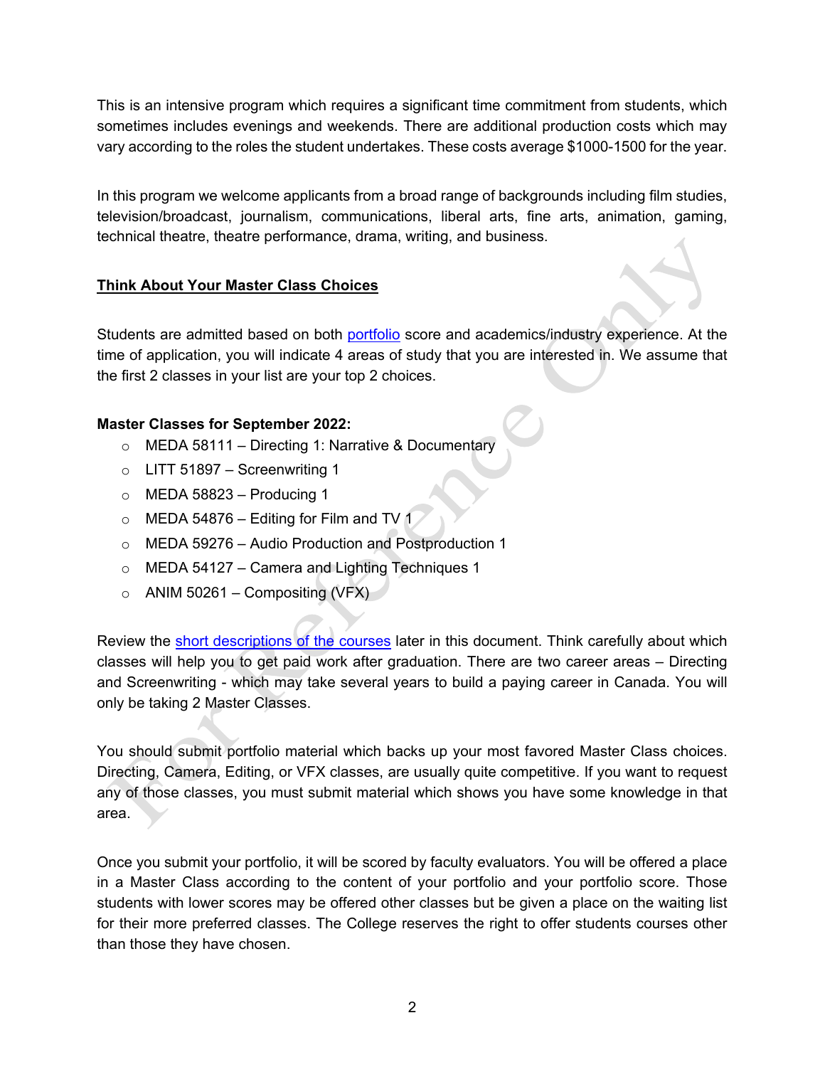This is an intensive program which requires a significant time commitment from students, which sometimes includes evenings and weekends. There are additional production costs which may vary according to the roles the student undertakes. These costs average $1000-1500 for the year.

In this program we welcome applicants from a broad range of backgrounds including film studies, television/broadcast, journalism, communications, liberal arts, fine arts, animation, gaming, technical theatre, theatre performance, drama, writing, and business.

## Think About Your Master Class Choices

Students are admitted based on both portfolio score and academics/industry experience. At the time of application, you will indicate 4 areas of study that you are interested in. We assume that the first 2 classes in your list are your top 2 choices.

**Master Classes for September 2022:**

- MEDA 58111 – Directing 1: Narrative & Documentary
- LITT 51897 – Screenwriting 1
- MEDA 58823 – Producing 1
- MEDA 54876 – Editing for Film and TV 1
- MEDA 59276 – Audio Production and Postproduction 1
- MEDA 54127 – Camera and Lighting Techniques 1
- ANIM 50261 – Compositing (VFX)

Review the short descriptions of the courses later in this document. Think carefully about which classes will help you to get paid work after graduation. There are two career areas – Directing and Screenwriting - which may take several years to build a paying career in Canada. You will only be taking 2 Master Classes.

You should submit portfolio material which backs up your most favored Master Class choices. Directing, Camera, Editing, or VFX classes, are usually quite competitive. If you want to request any of those classes, you must submit material which shows you have some knowledge in that area.

Once you submit your portfolio, it will be scored by faculty evaluators. You will be offered a place in a Master Class according to the content of your portfolio and your portfolio score. Those students with lower scores may be offered other classes but be given a place on the waiting list for their more preferred classes. The College reserves the right to offer students courses other than those they have chosen.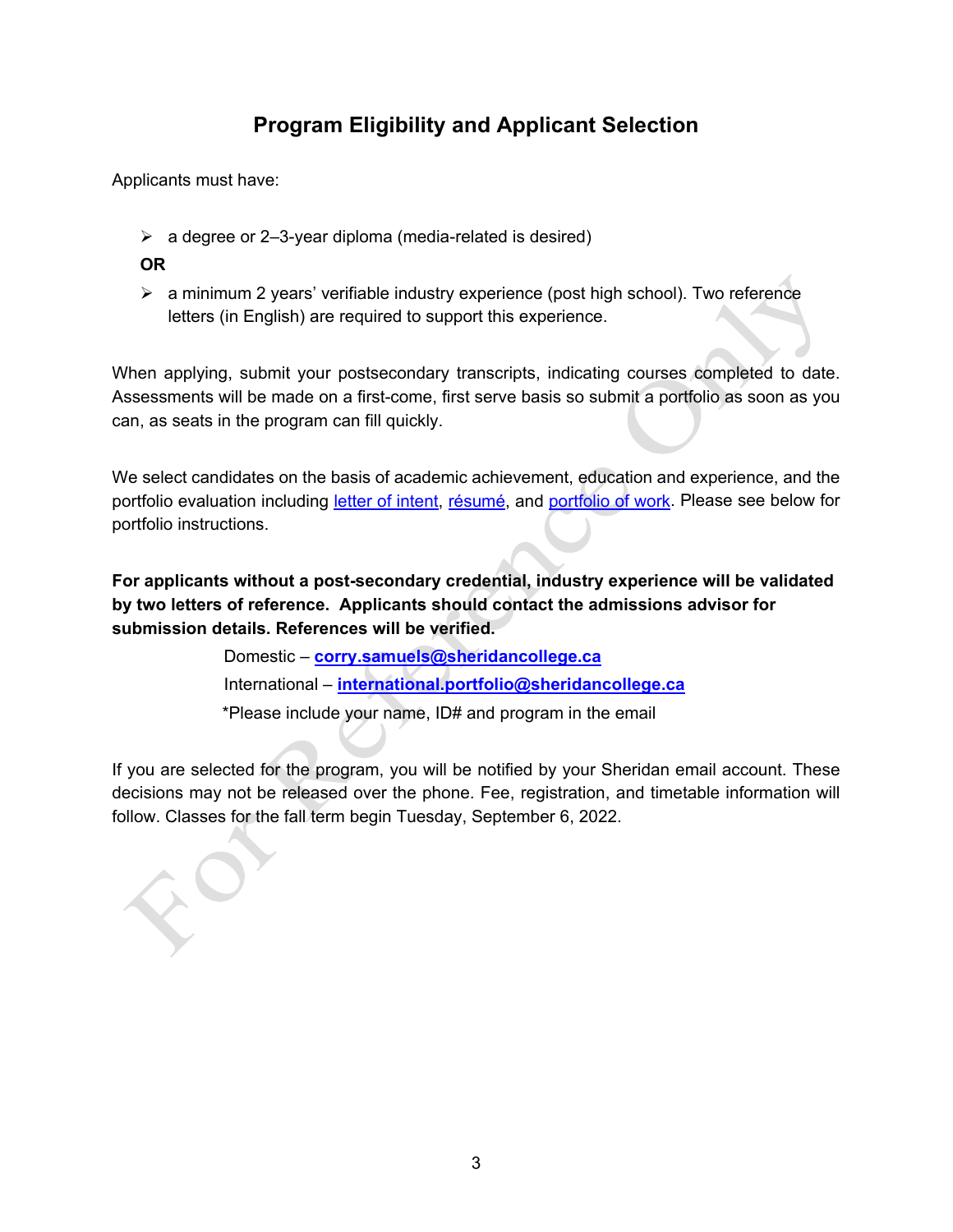## Program Eligibility and Applicant Selection

Applicants must have:

- a degree or 2–3-year diploma (media-related is desired)

**OR**

- a minimum 2 years' verifiable industry experience (post high school). Two reference letters (in English) are required to support this experience.

When applying, submit your postsecondary transcripts, indicating courses completed to date. Assessments will be made on a first-come, first serve basis so submit a portfolio as soon as you can, as seats in the program can fill quickly.

We select candidates on the basis of academic achievement, education and experience, and the portfolio evaluation including letter of intent, résumé, and portfolio of work. Please see below for portfolio instructions.

**For applicants without a post-secondary credential, industry experience will be validated by two letters of reference. Applicants should contact the admissions advisor for submission details. References will be verified.**

Domestic – **corry.samuels@sheridancollege.ca**

International – **international.portfolio@sheridancollege.ca**

*Please include your name, ID# and program in the email

If you are selected for the program, you will be notified by your Sheridan email account. These decisions may not be released over the phone. Fee, registration, and timetable information will follow. Classes for the fall term begin Tuesday, September 6, 2022.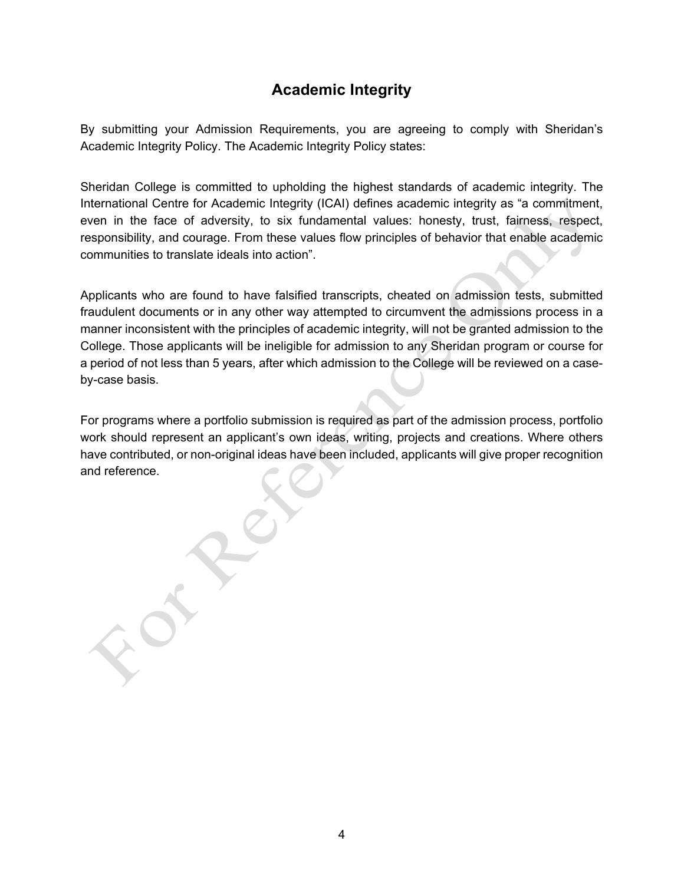# Academic Integrity

By submitting your Admission Requirements, you are agreeing to comply with Sheridan's Academic Integrity Policy. The Academic Integrity Policy states:

Sheridan College is committed to upholding the highest standards of academic integrity. The International Centre for Academic Integrity (ICAI) defines academic integrity as "a commitment, even in the face of adversity, to six fundamental values: honesty, trust, fairness, respect, responsibility, and courage. From these values flow principles of behavior that enable academic communities to translate ideals into action".

Applicants who are found to have falsified transcripts, cheated on admission tests, submitted fraudulent documents or in any other way attempted to circumvent the admissions process in a manner inconsistent with the principles of academic integrity, will not be granted admission to the College. Those applicants will be ineligible for admission to any Sheridan program or course for a period of not less than 5 years, after which admission to the College will be reviewed on a case-by-case basis.

For programs where a portfolio submission is required as part of the admission process, portfolio work should represent an applicant's own ideas, writing, projects and creations. Where others have contributed, or non-original ideas have been included, applicants will give proper recognition and reference.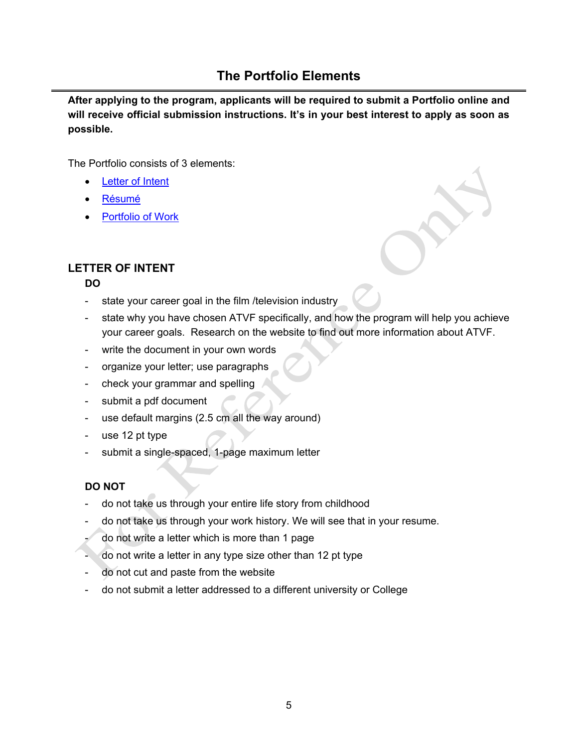## The Portfolio Elements

**After applying to the program, applicants will be required to submit a Portfolio online and will receive official submission instructions. It's in your best interest to apply as soon as possible.**

The Portfolio consists of 3 elements:

- Letter of Intent
- Résumé
- Portfolio of Work

### LETTER OF INTENT

**DO**

- state your career goal in the film /television industry
- state why you have chosen ATVF specifically, and how the program will help you achieve your career goals. Research on the website to find out more information about ATVF.
- write the document in your own words
- organize your letter; use paragraphs
- check your grammar and spelling
- submit a pdf document
- use default margins (2.5 cm all the way around)
- use 12 pt type
- submit a single-spaced, 1-page maximum letter

**DO NOT**

- do not take us through your entire life story from childhood
- do not take us through your work history. We will see that in your resume.
- do not write a letter which is more than 1 page
- do not write a letter in any type size other than 12 pt type
- do not cut and paste from the website
- do not submit a letter addressed to a different university or College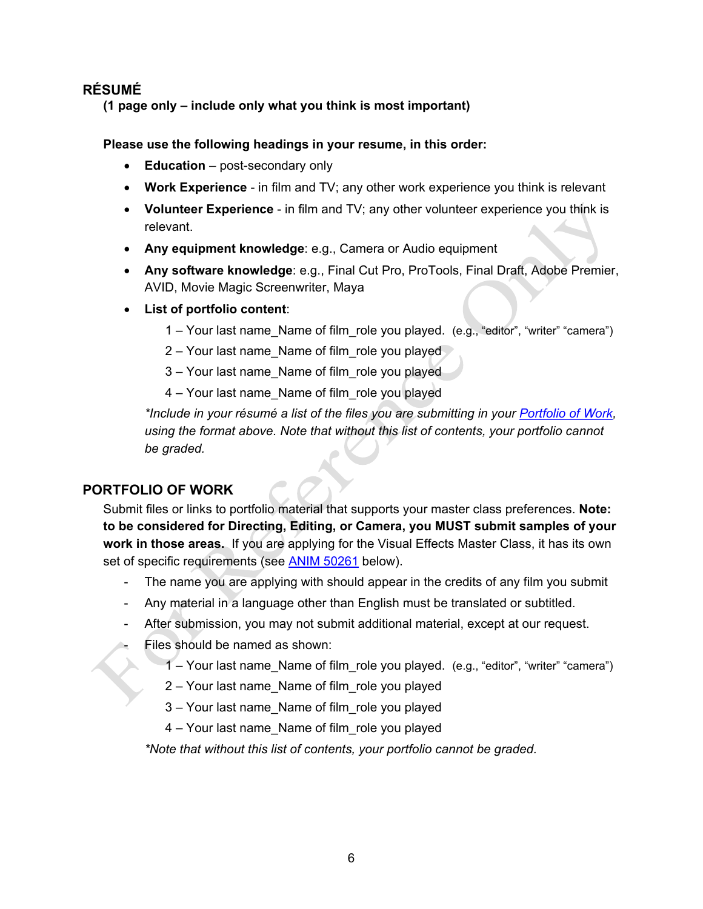## RÉSUMÉ

**(1 page only – include only what you think is most important)**

**Please use the following headings in your resume, in this order:**

- **Education** – post-secondary only
- **Work Experience** - in film and TV; any other work experience you think is relevant
- **Volunteer Experience** - in film and TV; any other volunteer experience you think is relevant.
- **Any equipment knowledge**: e.g., Camera or Audio equipment
- **Any software knowledge**: e.g., Final Cut Pro, ProTools, Final Draft, Adobe Premier, AVID, Movie Magic Screenwriter, Maya
- **List of portfolio content**:

  1 – Your last name_Name of film_role you played. (e.g., "editor", "writer" "camera")

  2 – Your last name_Name of film_role you played

  3 – Your last name_Name of film_role you played

  4 – Your last name_Name of film_role you played

  *\*Include in your résumé a list of the files you are submitting in your Portfolio of Work, using the format above. Note that without this list of contents, your portfolio cannot be graded.*

## PORTFOLIO OF WORK

Submit files or links to portfolio material that supports your master class preferences. **Note: to be considered for Directing, Editing, or Camera, you MUST submit samples of your work in those areas.** If you are applying for the Visual Effects Master Class, it has its own set of specific requirements (see ANIM 50261 below).

- The name you are applying with should appear in the credits of any film you submit
- Any material in a language other than English must be translated or subtitled.
- After submission, you may not submit additional material, except at our request.
- Files should be named as shown:

  1 – Your last name_Name of film_role you played. (e.g., "editor", "writer" "camera")

  2 – Your last name_Name of film_role you played

  3 – Your last name_Name of film_role you played

  4 – Your last name_Name of film_role you played

  *\*Note that without this list of contents, your portfolio cannot be graded.*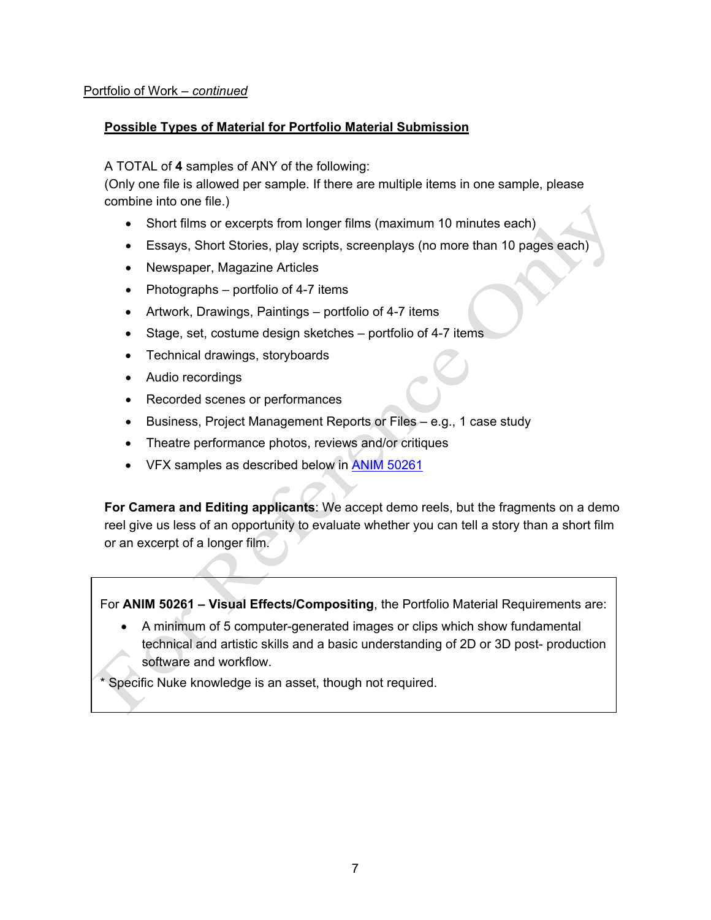Portfolio of Work – *continued*

**Possible Types of Material for Portfolio Material Submission**

A TOTAL of **4** samples of ANY of the following:
(Only one file is allowed per sample. If there are multiple items in one sample, please combine into one file.)

- Short films or excerpts from longer films (maximum 10 minutes each)
- Essays, Short Stories, play scripts, screenplays (no more than 10 pages each)
- Newspaper, Magazine Articles
- Photographs – portfolio of 4-7 items
- Artwork, Drawings, Paintings – portfolio of 4-7 items
- Stage, set, costume design sketches – portfolio of 4-7 items
- Technical drawings, storyboards
- Audio recordings
- Recorded scenes or performances
- Business, Project Management Reports or Files – e.g., 1 case study
- Theatre performance photos, reviews and/or critiques
- VFX samples as described below in ANIM 50261

**For Camera and Editing applicants**: We accept demo reels, but the fragments on a demo reel give us less of an opportunity to evaluate whether you can tell a story than a short film or an excerpt of a longer film.

For **ANIM 50261 – Visual Effects/Compositing**, the Portfolio Material Requirements are:

- A minimum of 5 computer-generated images or clips which show fundamental technical and artistic skills and a basic understanding of 2D or 3D post- production software and workflow.

\* Specific Nuke knowledge is an asset, though not required.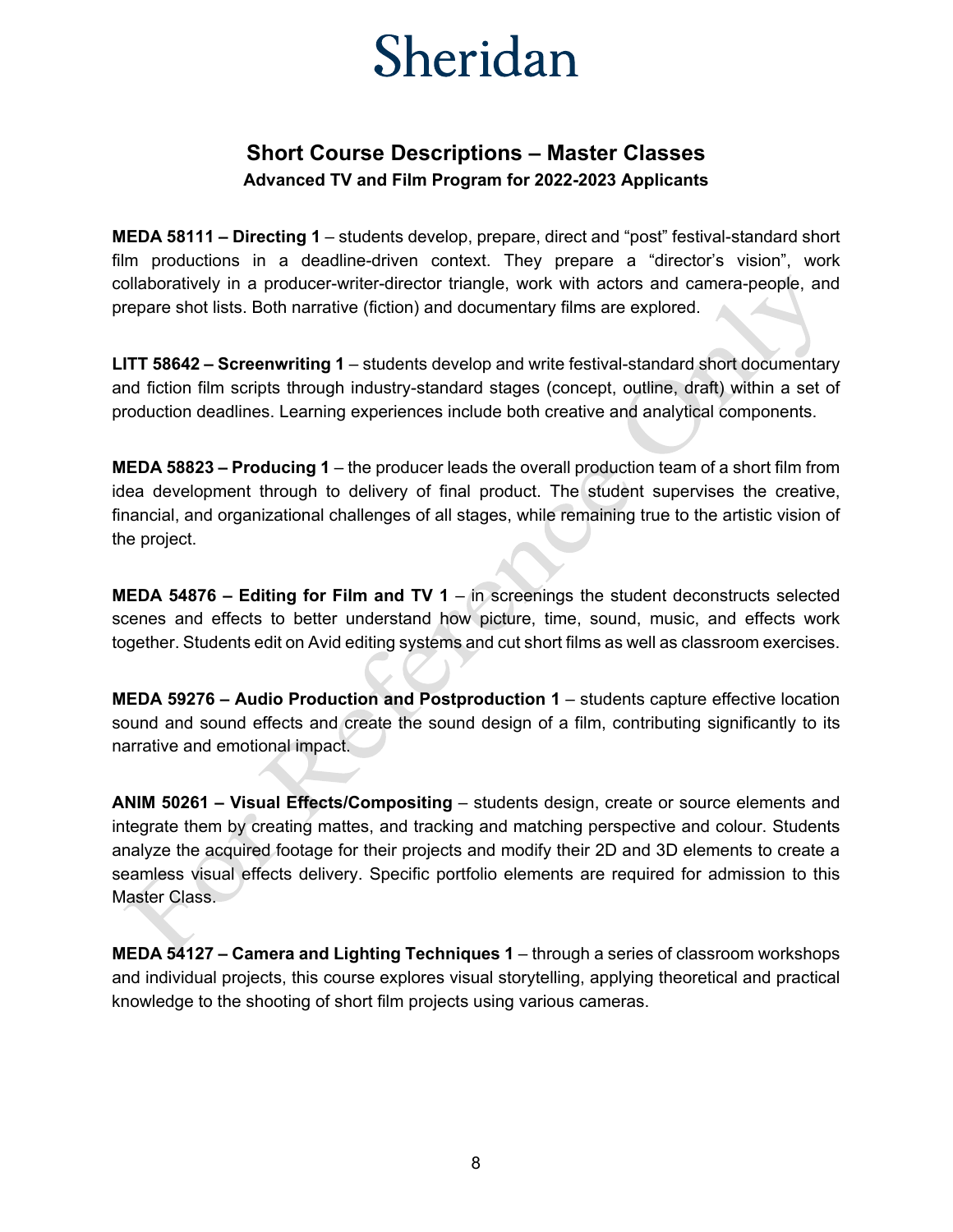# Sheridan

## Short Course Descriptions – Master Classes

### Advanced TV and Film Program for 2022-2023 Applicants

**MEDA 58111 – Directing 1** – students develop, prepare, direct and "post" festival-standard short film productions in a deadline-driven context. They prepare a "director's vision", work collaboratively in a producer-writer-director triangle, work with actors and camera-people, and prepare shot lists. Both narrative (fiction) and documentary films are explored.

**LITT 58642 – Screenwriting 1** – students develop and write festival-standard short documentary and fiction film scripts through industry-standard stages (concept, outline, draft) within a set of production deadlines. Learning experiences include both creative and analytical components.

**MEDA 58823 – Producing 1** – the producer leads the overall production team of a short film from idea development through to delivery of final product. The student supervises the creative, financial, and organizational challenges of all stages, while remaining true to the artistic vision of the project.

**MEDA 54876 – Editing for Film and TV 1** – in screenings the student deconstructs selected scenes and effects to better understand how picture, time, sound, music, and effects work together. Students edit on Avid editing systems and cut short films as well as classroom exercises.

**MEDA 59276 – Audio Production and Postproduction 1** – students capture effective location sound and sound effects and create the sound design of a film, contributing significantly to its narrative and emotional impact.

**ANIM 50261 – Visual Effects/Compositing** – students design, create or source elements and integrate them by creating mattes, and tracking and matching perspective and colour. Students analyze the acquired footage for their projects and modify their 2D and 3D elements to create a seamless visual effects delivery. Specific portfolio elements are required for admission to this Master Class.

**MEDA 54127 – Camera and Lighting Techniques 1** – through a series of classroom workshops and individual projects, this course explores visual storytelling, applying theoretical and practical knowledge to the shooting of short film projects using various cameras.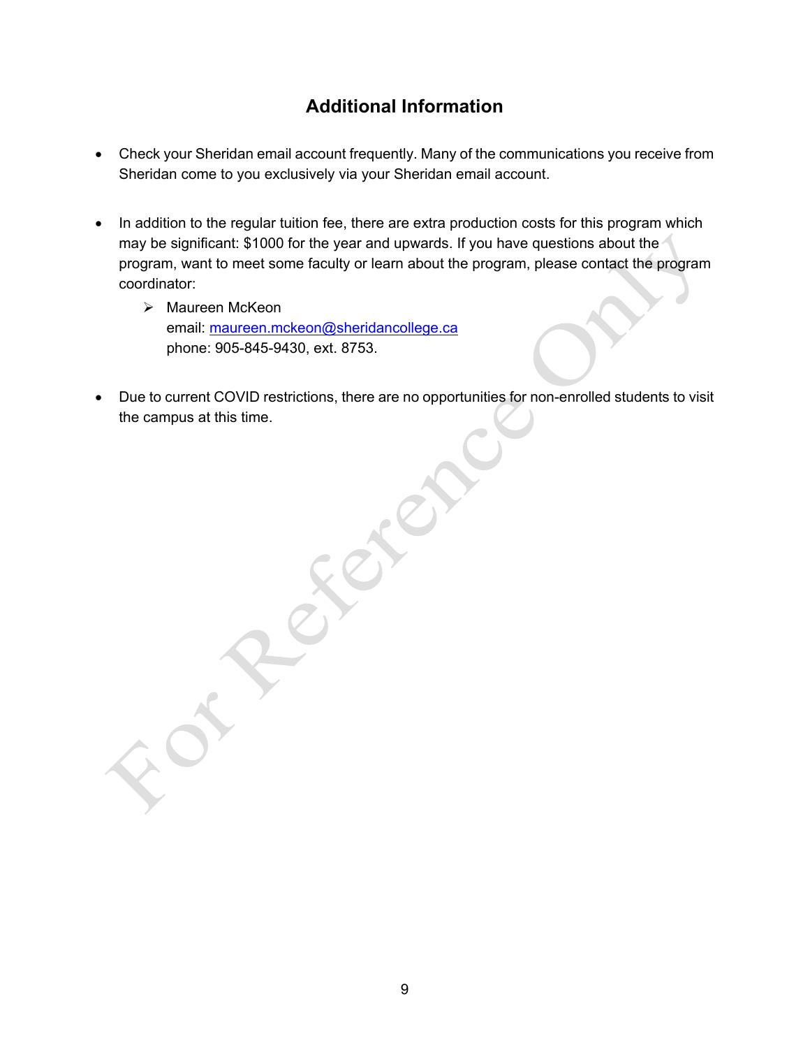## Additional Information

- Check your Sheridan email account frequently. Many of the communications you receive from Sheridan come to you exclusively via your Sheridan email account.

- In addition to the regular tuition fee, there are extra production costs for this program which may be significant: $1000 for the year and upwards. If you have questions about the program, want to meet some faculty or learn about the program, please contact the program coordinator:
  - Maureen McKeon
    email: maureen.mckeon@sheridancollege.ca
    phone: 905-845-9430, ext. 8753.

- Due to current COVID restrictions, there are no opportunities for non-enrolled students to visit the campus at this time.